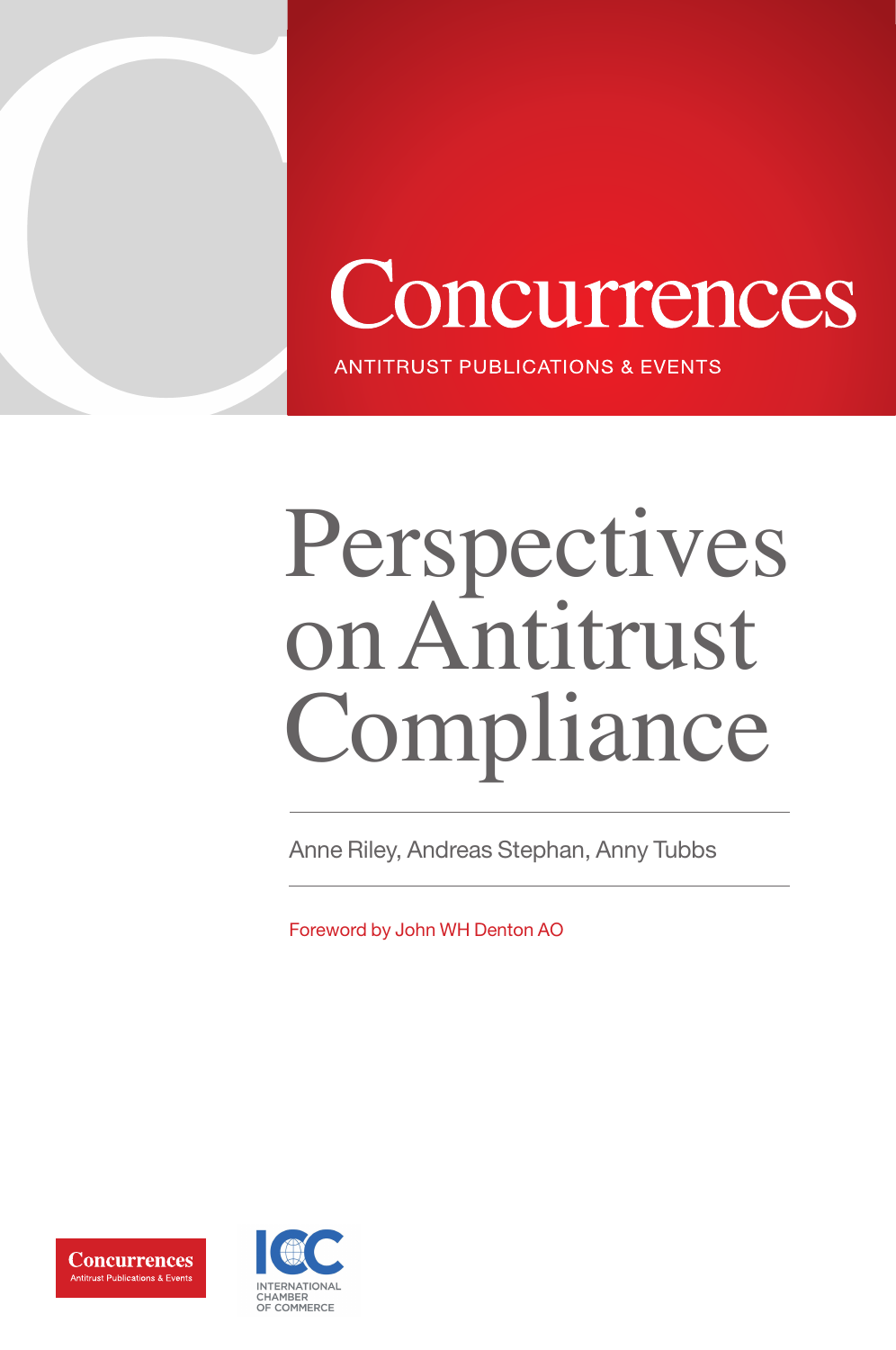Concurrences

ANTITRUST PUBLICATIONS & EVENTS

# Perspectives on Antitrust Compliance

Anne Riley, Andreas Stephan, Anny Tubbs

Foreword by John WH Denton AO

Concurrences
Antitrust Publications & Events

ICC
INTERNATIONAL CHAMBER OF COMMERCE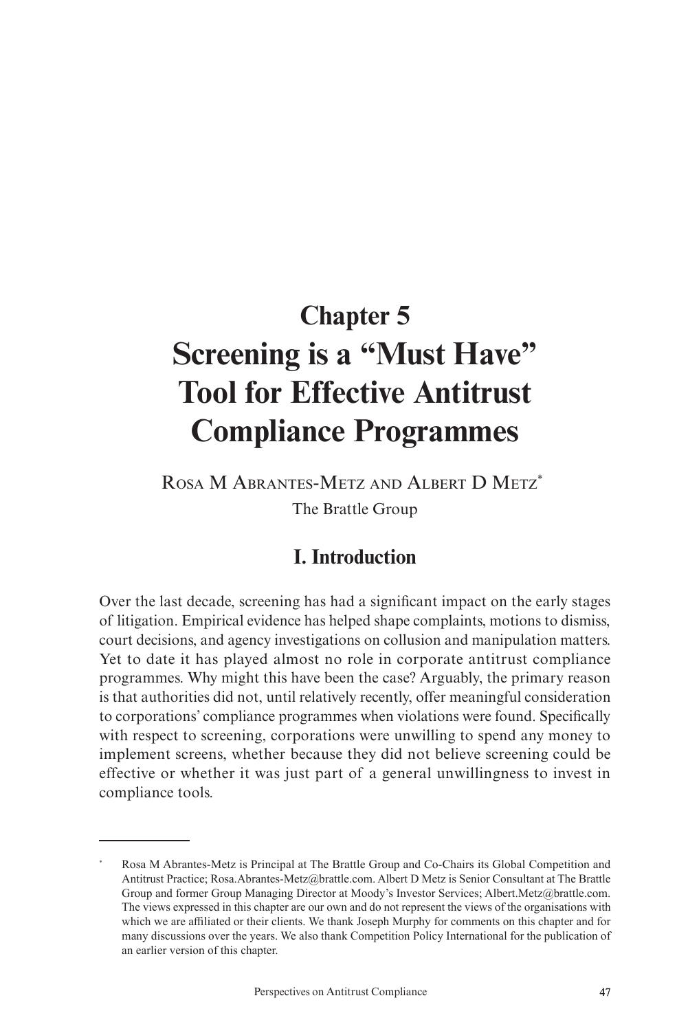# Chapter 5

# Screening is a "Must Have" Tool for Effective Antitrust Compliance Programmes

Rosa M Abrantes-Metz and Albert D Metz[*]

The Brattle Group

## I. Introduction

Over the last decade, screening has had a significant impact on the early stages of litigation. Empirical evidence has helped shape complaints, motions to dismiss, court decisions, and agency investigations on collusion and manipulation matters. Yet to date it has played almost no role in corporate antitrust compliance programmes. Why might this have been the case? Arguably, the primary reason is that authorities did not, until relatively recently, offer meaningful consideration to corporations' compliance programmes when violations were found. Specifically with respect to screening, corporations were unwilling to spend any money to implement screens, whether because they did not believe screening could be effective or whether it was just part of a general unwillingness to invest in compliance tools.

---

[*] Rosa M Abrantes-Metz is Principal at The Brattle Group and Co-Chairs its Global Competition and Antitrust Practice; Rosa.Abrantes-Metz@brattle.com. Albert D Metz is Senior Consultant at The Brattle Group and former Group Managing Director at Moody's Investor Services; Albert.Metz@brattle.com. The views expressed in this chapter are our own and do not represent the views of the organisations with which we are affiliated or their clients. We thank Joseph Murphy for comments on this chapter and for many discussions over the years. We also thank Competition Policy International for the publication of an earlier version of this chapter.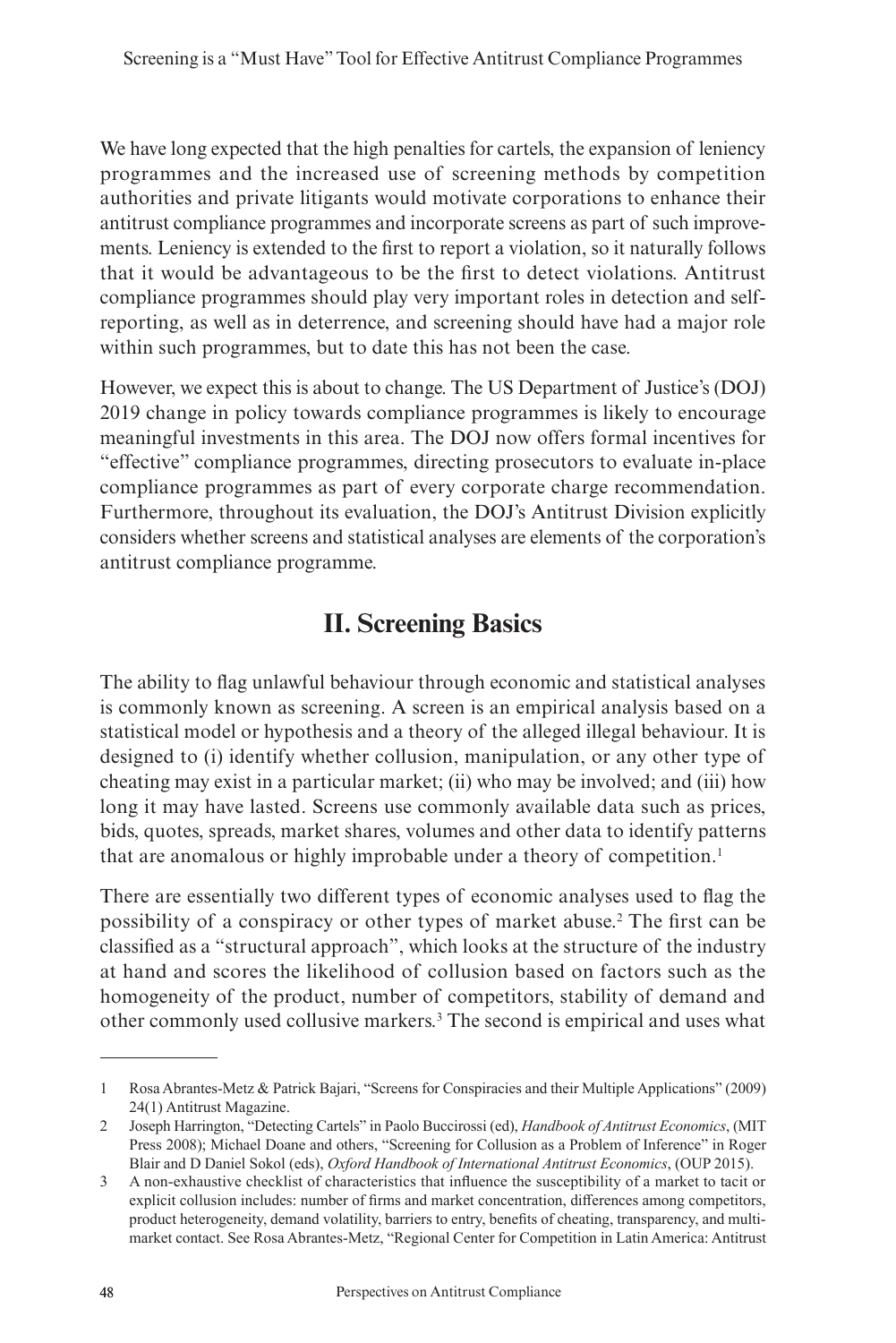We have long expected that the high penalties for cartels, the expansion of leniency programmes and the increased use of screening methods by competition authorities and private litigants would motivate corporations to enhance their antitrust compliance programmes and incorporate screens as part of such improvements. Leniency is extended to the first to report a violation, so it naturally follows that it would be advantageous to be the first to detect violations. Antitrust compliance programmes should play very important roles in detection and self-reporting, as well as in deterrence, and screening should have had a major role within such programmes, but to date this has not been the case.

However, we expect this is about to change. The US Department of Justice's (DOJ) 2019 change in policy towards compliance programmes is likely to encourage meaningful investments in this area. The DOJ now offers formal incentives for "effective" compliance programmes, directing prosecutors to evaluate in-place compliance programmes as part of every corporate charge recommendation. Furthermore, throughout its evaluation, the DOJ's Antitrust Division explicitly considers whether screens and statistical analyses are elements of the corporation's antitrust compliance programme.

## II. Screening Basics

The ability to flag unlawful behaviour through economic and statistical analyses is commonly known as screening. A screen is an empirical analysis based on a statistical model or hypothesis and a theory of the alleged illegal behaviour. It is designed to (i) identify whether collusion, manipulation, or any other type of cheating may exist in a particular market; (ii) who may be involved; and (iii) how long it may have lasted. Screens use commonly available data such as prices, bids, quotes, spreads, market shares, volumes and other data to identify patterns that are anomalous or highly improbable under a theory of competition.[1]

There are essentially two different types of economic analyses used to flag the possibility of a conspiracy or other types of market abuse.[2] The first can be classified as a "structural approach", which looks at the structure of the industry at hand and scores the likelihood of collusion based on factors such as the homogeneity of the product, number of competitors, stability of demand and other commonly used collusive markers.[3] The second is empirical and uses what

---

1 Rosa Abrantes-Metz & Patrick Bajari, "Screens for Conspiracies and their Multiple Applications" (2009) 24(1) Antitrust Magazine.

2 Joseph Harrington, "Detecting Cartels" in Paolo Buccirossi (ed), *Handbook of Antitrust Economics*, (MIT Press 2008); Michael Doane and others, "Screening for Collusion as a Problem of Inference" in Roger Blair and D Daniel Sokol (eds), *Oxford Handbook of International Antitrust Economics*, (OUP 2015).

3 A non-exhaustive checklist of characteristics that influence the susceptibility of a market to tacit or explicit collusion includes: number of firms and market concentration, differences among competitors, product heterogeneity, demand volatility, barriers to entry, benefits of cheating, transparency, and multi-market contact. See Rosa Abrantes-Metz, "Regional Center for Competition in Latin America: Antitrust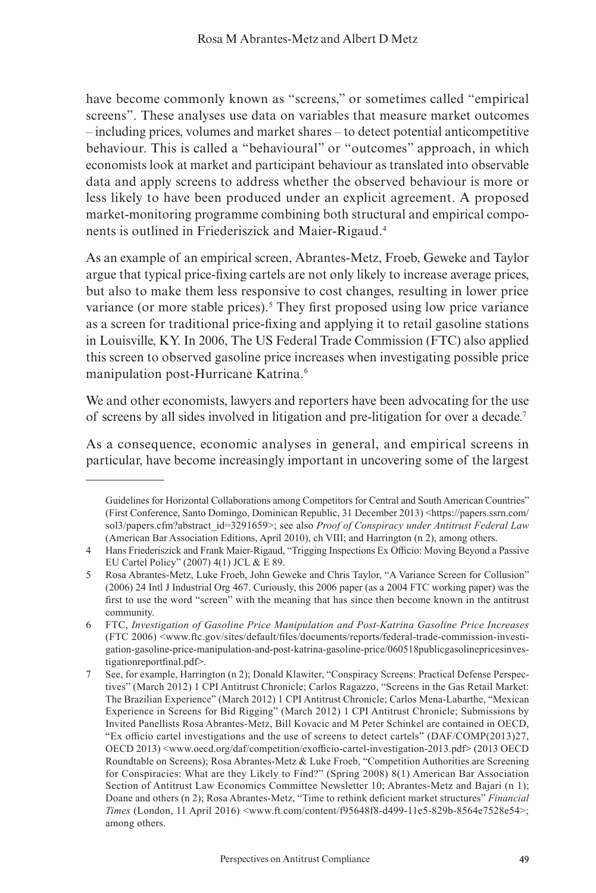have become commonly known as "screens," or sometimes called "empirical screens". These analyses use data on variables that measure market outcomes – including prices, volumes and market shares – to detect potential anticompetitive behaviour. This is called a "behavioural" or "outcomes" approach, in which economists look at market and participant behaviour as translated into observable data and apply screens to address whether the observed behaviour is more or less likely to have been produced under an explicit agreement. A proposed market-monitoring programme combining both structural and empirical components is outlined in Friederiszick and Maier-Rigaud.[4]

As an example of an empirical screen, Abrantes-Metz, Froeb, Geweke and Taylor argue that typical price-fixing cartels are not only likely to increase average prices, but also to make them less responsive to cost changes, resulting in lower price variance (or more stable prices).[5] They first proposed using low price variance as a screen for traditional price-fixing and applying it to retail gasoline stations in Louisville, KY. In 2006, The US Federal Trade Commission (FTC) also applied this screen to observed gasoline price increases when investigating possible price manipulation post-Hurricane Katrina.[6]

We and other economists, lawyers and reporters have been advocating for the use of screens by all sides involved in litigation and pre-litigation for over a decade.[7]

As a consequence, economic analyses in general, and empirical screens in particular, have become increasingly important in uncovering some of the largest

---

Guidelines for Horizontal Collaborations among Competitors for Central and South American Countries" (First Conference, Santo Domingo, Dominican Republic, 31 December 2013) <https://papers.ssrn.com/sol3/papers.cfm?abstract_id=3291659>; see also *Proof of Conspiracy under Antitrust Federal Law* (American Bar Association Editions, April 2010), ch VIII; and Harrington (n 2), among others.

4 Hans Friederiszick and Frank Maier-Rigaud, "Trigging Inspections Ex Officio: Moving Beyond a Passive EU Cartel Policy" (2007) 4(1) JCL & E 89.

5 Rosa Abrantes-Metz, Luke Froeb, John Geweke and Chris Taylor, "A Variance Screen for Collusion" (2006) 24 Intl J Industrial Org 467. Curiously, this 2006 paper (as a 2004 FTC working paper) was the first to use the word "screen" with the meaning that has since then become known in the antitrust community.

6 FTC, *Investigation of Gasoline Price Manipulation and Post-Katrina Gasoline Price Increases* (FTC 2006) <www.ftc.gov/sites/default/files/documents/reports/federal-trade-commission-investigation-gasoline-price-manipulation-and-post-katrina-gasoline-price/060518publicgasolinepricesinvestigationreportfinal.pdf>.

7 See, for example, Harrington (n 2); Donald Klawiter, "Conspiracy Screens: Practical Defense Perspectives" (March 2012) 1 CPI Antitrust Chronicle; Carlos Ragazzo, "Screens in the Gas Retail Market: The Brazilian Experience" (March 2012) 1 CPI Antitrust Chronicle; Carlos Mena-Labarthe, "Mexican Experience in Screens for Bid Rigging" (March 2012) 1 CPI Antitrust Chronicle; Submissions by Invited Panellists Rosa Abrantes-Metz, Bill Kovacic and M Peter Schinkel are contained in OECD, "Ex officio cartel investigations and the use of screens to detect cartels" (DAF/COMP(2013)27, OECD 2013) <www.oecd.org/daf/competition/exofficio-cartel-investigation-2013.pdf> (2013 OECD Roundtable on Screens); Rosa Abrantes-Metz & Luke Froeb, "Competition Authorities are Screening for Conspiracies: What are they Likely to Find?" (Spring 2008) 8(1) American Bar Association Section of Antitrust Law Economics Committee Newsletter 10; Abrantes-Metz and Bajari (n 1); Doane and others (n 2); Rosa Abrantes-Metz, "Time to rethink deficient market structures" *Financial Times* (London, 11 April 2016) <www.ft.com/content/f95648f8-d499-11e5-829b-8564e7528e54>; among others.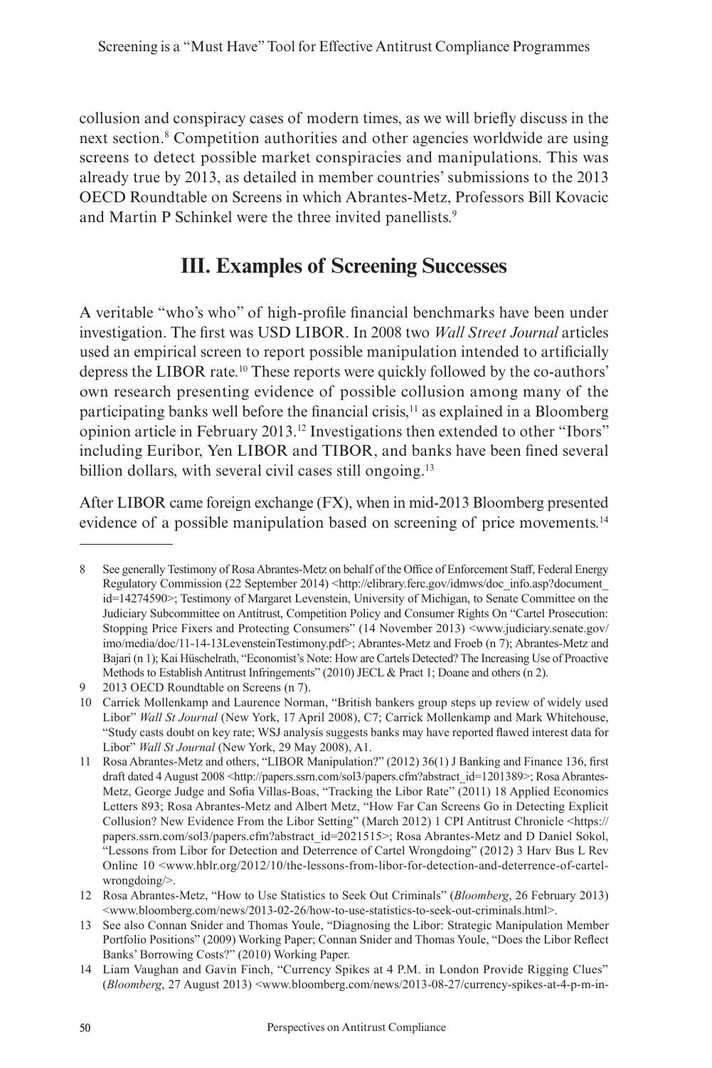collusion and conspiracy cases of modern times, as we will briefly discuss in the next section.[8] Competition authorities and other agencies worldwide are using screens to detect possible market conspiracies and manipulations. This was already true by 2013, as detailed in member countries' submissions to the 2013 OECD Roundtable on Screens in which Abrantes-Metz, Professors Bill Kovacic and Martin P Schinkel were the three invited panellists.[9]

## III. Examples of Screening Successes

A veritable "who's who" of high-profile financial benchmarks have been under investigation. The first was USD LIBOR. In 2008 two *Wall Street Journal* articles used an empirical screen to report possible manipulation intended to artificially depress the LIBOR rate.[10] These reports were quickly followed by the co-authors' own research presenting evidence of possible collusion among many of the participating banks well before the financial crisis,[11] as explained in a Bloomberg opinion article in February 2013.[12] Investigations then extended to other "Ibors" including Euribor, Yen LIBOR and TIBOR, and banks have been fined several billion dollars, with several civil cases still ongoing.[13]

After LIBOR came foreign exchange (FX), when in mid-2013 Bloomberg presented evidence of a possible manipulation based on screening of price movements.[14]

---

8 See generally Testimony of Rosa Abrantes-Metz on behalf of the Office of Enforcement Staff, Federal Energy Regulatory Commission (22 September 2014) <http://elibrary.ferc.gov/idmws/doc_info.asp?document_id=14274590>; Testimony of Margaret Levenstein, University of Michigan, to Senate Committee on the Judiciary Subcommittee on Antitrust, Competition Policy and Consumer Rights On "Cartel Prosecution: Stopping Price Fixers and Protecting Consumers" (14 November 2013) <www.judiciary.senate.gov/imo/media/doc/11-14-13LevensteinTestimony.pdf>; Abrantes-Metz and Froeb (n 7); Abrantes-Metz and Bajari (n 1); Kai Hüschelrath, "Economist's Note: How are Cartels Detected? The Increasing Use of Proactive Methods to Establish Antitrust Infringements" (2010) JECL & Pract 1; Doane and others (n 2).

9 2013 OECD Roundtable on Screens (n 7).

10 Carrick Mollenkamp and Laurence Norman, "British bankers group steps up review of widely used Libor" *Wall St Journal* (New York, 17 April 2008), C7; Carrick Mollenkamp and Mark Whitehouse, "Study casts doubt on key rate; WSJ analysis suggests banks may have reported flawed interest data for Libor" *Wall St Journal* (New York, 29 May 2008), A1.

11 Rosa Abrantes-Metz and others, "LIBOR Manipulation?" (2012) 36(1) J Banking and Finance 136, first draft dated 4 August 2008 <http://papers.ssrn.com/sol3/papers.cfm?abstract_id=1201389>; Rosa Abrantes-Metz, George Judge and Sofia Villas-Boas, "Tracking the Libor Rate" (2011) 18 Applied Economics Letters 893; Rosa Abrantes-Metz and Albert Metz, "How Far Can Screens Go in Detecting Explicit Collusion? New Evidence From the Libor Setting" (March 2012) 1 CPI Antitrust Chronicle <https://papers.ssrn.com/sol3/papers.cfm?abstract_id=2021515>; Rosa Abrantes-Metz and D Daniel Sokol, "Lessons from Libor for Detection and Deterrence of Cartel Wrongdoing" (2012) 3 Harv Bus L Rev Online 10 <www.hblr.org/2012/10/the-lessons-from-libor-for-detection-and-deterrence-of-cartel-wrongdoing/>.

12 Rosa Abrantes-Metz, "How to Use Statistics to Seek Out Criminals" (*Bloomberg*, 26 February 2013) <www.bloomberg.com/news/2013-02-26/how-to-use-statistics-to-seek-out-criminals.html>.

13 See also Connan Snider and Thomas Youle, "Diagnosing the Libor: Strategic Manipulation Member Portfolio Positions" (2009) Working Paper; Connan Snider and Thomas Youle, "Does the Libor Reflect Banks' Borrowing Costs?" (2010) Working Paper.

14 Liam Vaughan and Gavin Finch, "Currency Spikes at 4 P.M. in London Provide Rigging Clues" (*Bloomberg*, 27 August 2013) <www.bloomberg.com/news/2013-08-27/currency-spikes-at-4-p-m-in-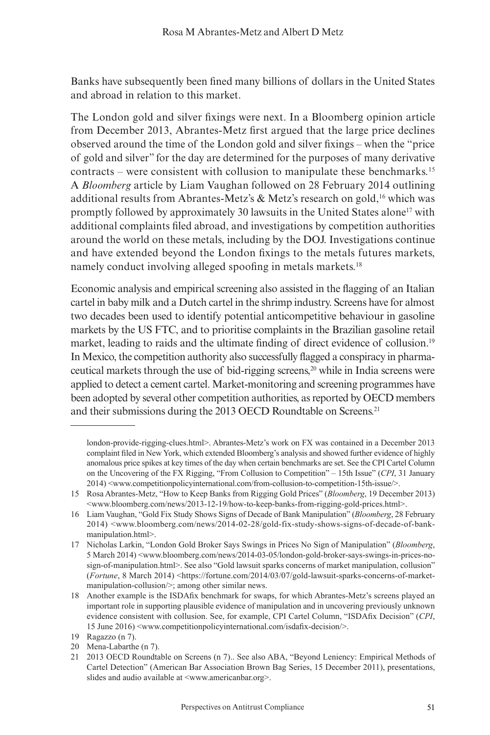Banks have subsequently been fined many billions of dollars in the United States and abroad in relation to this market.

The London gold and silver fixings were next. In a Bloomberg opinion article from December 2013, Abrantes-Metz first argued that the large price declines observed around the time of the London gold and silver fixings – when the "price of gold and silver" for the day are determined for the purposes of many derivative contracts – were consistent with collusion to manipulate these benchmarks.[15] A *Bloomberg* article by Liam Vaughan followed on 28 February 2014 outlining additional results from Abrantes-Metz's & Metz's research on gold,[16] which was promptly followed by approximately 30 lawsuits in the United States alone[17] with additional complaints filed abroad, and investigations by competition authorities around the world on these metals, including by the DOJ. Investigations continue and have extended beyond the London fixings to the metals futures markets, namely conduct involving alleged spoofing in metals markets.[18]

Economic analysis and empirical screening also assisted in the flagging of an Italian cartel in baby milk and a Dutch cartel in the shrimp industry. Screens have for almost two decades been used to identify potential anticompetitive behaviour in gasoline markets by the US FTC, and to prioritise complaints in the Brazilian gasoline retail market, leading to raids and the ultimate finding of direct evidence of collusion.[19] In Mexico, the competition authority also successfully flagged a conspiracy in pharmaceutical markets through the use of bid-rigging screens,[20] while in India screens were applied to detect a cement cartel. Market-monitoring and screening programmes have been adopted by several other competition authorities, as reported by OECD members and their submissions during the 2013 OECD Roundtable on Screens.[21]

---

london-provide-rigging-clues.html>. Abrantes-Metz's work on FX was contained in a December 2013 complaint filed in New York, which extended Bloomberg's analysis and showed further evidence of highly anomalous price spikes at key times of the day when certain benchmarks are set. See the CPI Cartel Column on the Uncovering of the FX Rigging, "From Collusion to Competition" – 15th Issue" (*CPI*, 31 January 2014) <www.competitionpolicyinternational.com/from-collusion-to-competition-15th-issue/>.

15 Rosa Abrantes-Metz, "How to Keep Banks from Rigging Gold Prices" (*Bloomberg*, 19 December 2013) <www.bloomberg.com/news/2013-12-19/how-to-keep-banks-from-rigging-gold-prices.html>.

16 Liam Vaughan, "Gold Fix Study Shows Signs of Decade of Bank Manipulation" (*Bloomberg*, 28 February 2014) <www.bloomberg.com/news/2014-02-28/gold-fix-study-shows-signs-of-decade-of-bank-manipulation.html>.

17 Nicholas Larkin, "London Gold Broker Says Swings in Prices No Sign of Manipulation" (*Bloomberg*, 5 March 2014) <www.bloomberg.com/news/2014-03-05/london-gold-broker-says-swings-in-prices-no-sign-of-manipulation.html>. See also "Gold lawsuit sparks concerns of market manipulation, collusion" (*Fortune*, 8 March 2014) <https://fortune.com/2014/03/07/gold-lawsuit-sparks-concerns-of-market-manipulation-collusion/>; among other similar news.

18 Another example is the ISDAfix benchmark for swaps, for which Abrantes-Metz's screens played an important role in supporting plausible evidence of manipulation and in uncovering previously unknown evidence consistent with collusion. See, for example, CPI Cartel Column, "ISDAfix Decision" (*CPI*, 15 June 2016) <www.competitionpolicyinternational.com/isdafix-decision/>.

19 Ragazzo (n 7).

20 Mena-Labarthe (n 7).

21 2013 OECD Roundtable on Screens (n 7).. See also ABA, "Beyond Leniency: Empirical Methods of Cartel Detection" (American Bar Association Brown Bag Series, 15 December 2011), presentations, slides and audio available at <www.americanbar.org>.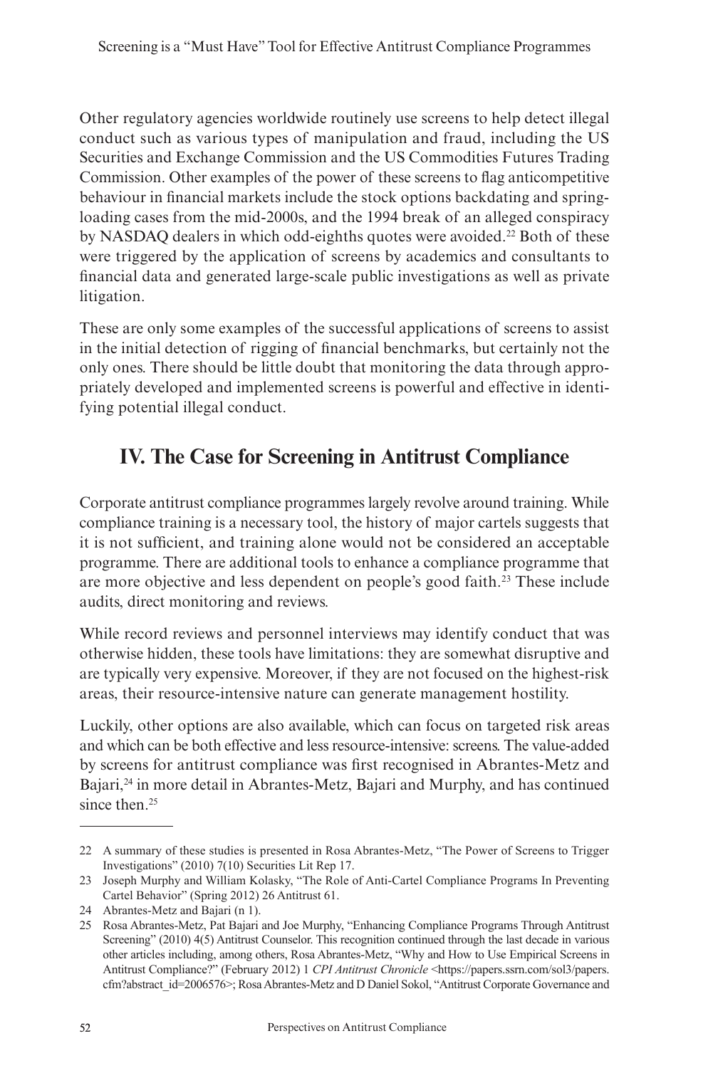Other regulatory agencies worldwide routinely use screens to help detect illegal conduct such as various types of manipulation and fraud, including the US Securities and Exchange Commission and the US Commodities Futures Trading Commission. Other examples of the power of these screens to flag anticompetitive behaviour in financial markets include the stock options backdating and spring-loading cases from the mid-2000s, and the 1994 break of an alleged conspiracy by NASDAQ dealers in which odd-eighths quotes were avoided.[22] Both of these were triggered by the application of screens by academics and consultants to financial data and generated large-scale public investigations as well as private litigation.

These are only some examples of the successful applications of screens to assist in the initial detection of rigging of financial benchmarks, but certainly not the only ones. There should be little doubt that monitoring the data through appropriately developed and implemented screens is powerful and effective in identifying potential illegal conduct.

## IV. The Case for Screening in Antitrust Compliance

Corporate antitrust compliance programmes largely revolve around training. While compliance training is a necessary tool, the history of major cartels suggests that it is not sufficient, and training alone would not be considered an acceptable programme. There are additional tools to enhance a compliance programme that are more objective and less dependent on people's good faith.[23] These include audits, direct monitoring and reviews.

While record reviews and personnel interviews may identify conduct that was otherwise hidden, these tools have limitations: they are somewhat disruptive and are typically very expensive. Moreover, if they are not focused on the highest-risk areas, their resource-intensive nature can generate management hostility.

Luckily, other options are also available, which can focus on targeted risk areas and which can be both effective and less resource-intensive: screens. The value-added by screens for antitrust compliance was first recognised in Abrantes-Metz and Bajari,[24] in more detail in Abrantes-Metz, Bajari and Murphy, and has continued since then.[25]

---

22 A summary of these studies is presented in Rosa Abrantes-Metz, "The Power of Screens to Trigger Investigations" (2010) 7(10) Securities Lit Rep 17.

23 Joseph Murphy and William Kolasky, "The Role of Anti-Cartel Compliance Programs In Preventing Cartel Behavior" (Spring 2012) 26 Antitrust 61.

24 Abrantes-Metz and Bajari (n 1).

25 Rosa Abrantes-Metz, Pat Bajari and Joe Murphy, "Enhancing Compliance Programs Through Antitrust Screening" (2010) 4(5) Antitrust Counselor. This recognition continued through the last decade in various other articles including, among others, Rosa Abrantes-Metz, "Why and How to Use Empirical Screens in Antitrust Compliance?" (February 2012) 1 *CPI Antitrust Chronicle* <https://papers.ssrn.com/sol3/papers.cfm?abstract_id=2006576>; Rosa Abrantes-Metz and D Daniel Sokol, "Antitrust Corporate Governance and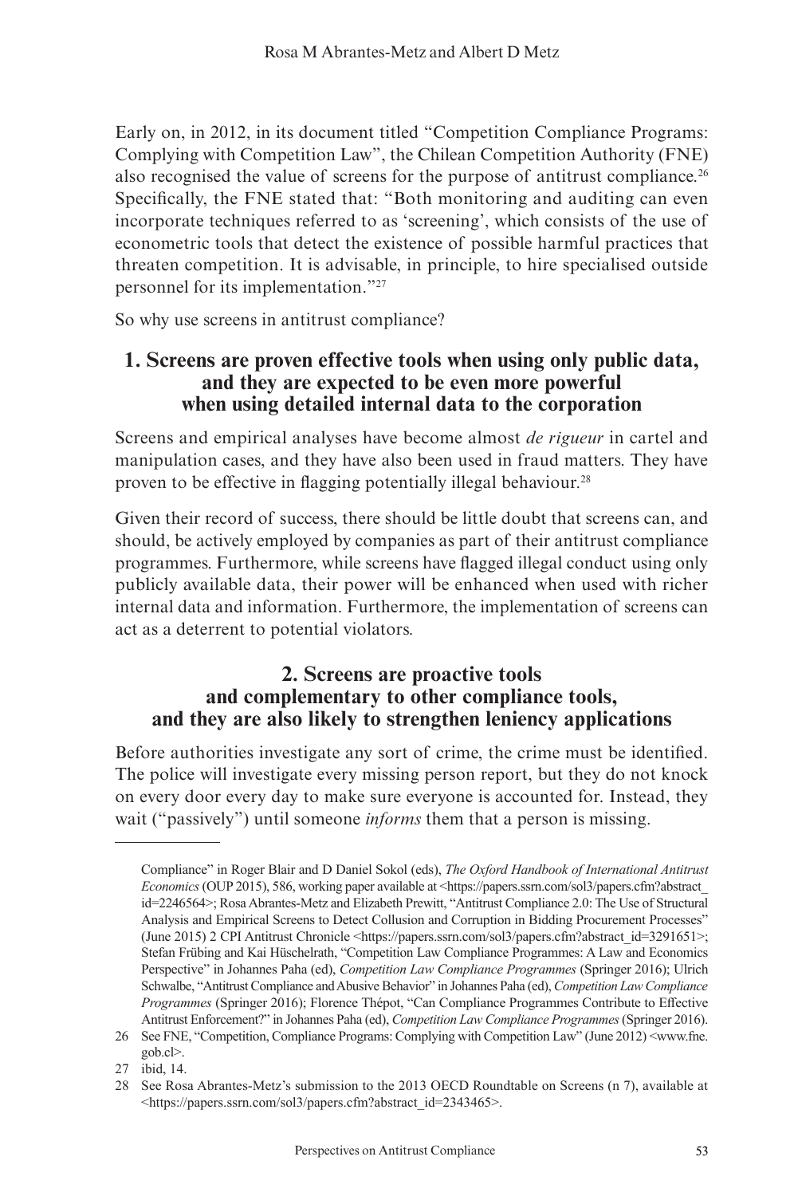Early on, in 2012, in its document titled "Competition Compliance Programs: Complying with Competition Law", the Chilean Competition Authority (FNE) also recognised the value of screens for the purpose of antitrust compliance.[26] Specifically, the FNE stated that: "Both monitoring and auditing can even incorporate techniques referred to as 'screening', which consists of the use of econometric tools that detect the existence of possible harmful practices that threaten competition. It is advisable, in principle, to hire specialised outside personnel for its implementation."[27]

So why use screens in antitrust compliance?

## 1. Screens are proven effective tools when using only public data, and they are expected to be even more powerful when using detailed internal data to the corporation

Screens and empirical analyses have become almost *de rigueur* in cartel and manipulation cases, and they have also been used in fraud matters. They have proven to be effective in flagging potentially illegal behaviour.[28]

Given their record of success, there should be little doubt that screens can, and should, be actively employed by companies as part of their antitrust compliance programmes. Furthermore, while screens have flagged illegal conduct using only publicly available data, their power will be enhanced when used with richer internal data and information. Furthermore, the implementation of screens can act as a deterrent to potential violators.

## 2. Screens are proactive tools and complementary to other compliance tools, and they are also likely to strengthen leniency applications

Before authorities investigate any sort of crime, the crime must be identified. The police will investigate every missing person report, but they do not knock on every door every day to make sure everyone is accounted for. Instead, they wait ("passively") until someone *informs* them that a person is missing.

---

Compliance" in Roger Blair and D Daniel Sokol (eds), *The Oxford Handbook of International Antitrust Economics* (OUP 2015), 586, working paper available at <https://papers.ssrn.com/sol3/papers.cfm?abstract_id=2246564>; Rosa Abrantes-Metz and Elizabeth Prewitt, "Antitrust Compliance 2.0: The Use of Structural Analysis and Empirical Screens to Detect Collusion and Corruption in Bidding Procurement Processes" (June 2015) 2 CPI Antitrust Chronicle <https://papers.ssrn.com/sol3/papers.cfm?abstract_id=3291651>; Stefan Frübing and Kai Hüschelrath, "Competition Law Compliance Programmes: A Law and Economics Perspective" in Johannes Paha (ed), *Competition Law Compliance Programmes* (Springer 2016); Ulrich Schwalbe, "Antitrust Compliance and Abusive Behavior" in Johannes Paha (ed), *Competition Law Compliance Programmes* (Springer 2016); Florence Thépot, "Can Compliance Programmes Contribute to Effective Antitrust Enforcement?" in Johannes Paha (ed), *Competition Law Compliance Programmes* (Springer 2016).

26 See FNE, "Competition, Compliance Programs: Complying with Competition Law" (June 2012) <www.fne.gob.cl>.

27 ibid, 14.

28 See Rosa Abrantes-Metz's submission to the 2013 OECD Roundtable on Screens (n 7), available at <https://papers.ssrn.com/sol3/papers.cfm?abstract_id=2343465>.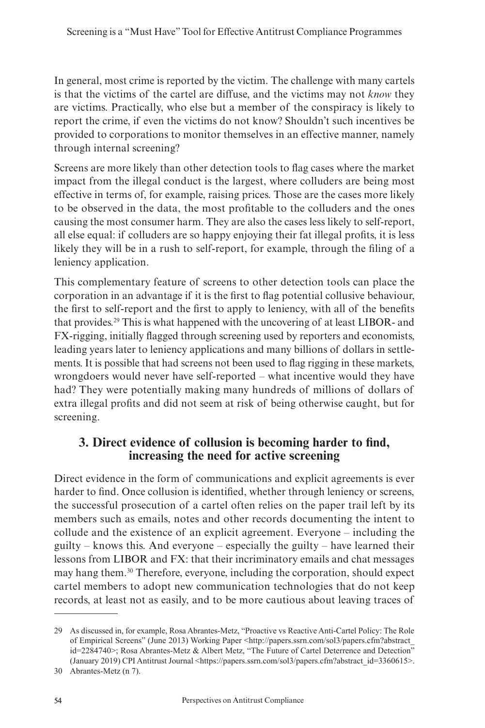In general, most crime is reported by the victim. The challenge with many cartels is that the victims of the cartel are diffuse, and the victims may not *know* they are victims. Practically, who else but a member of the conspiracy is likely to report the crime, if even the victims do not know? Shouldn't such incentives be provided to corporations to monitor themselves in an effective manner, namely through internal screening?

Screens are more likely than other detection tools to flag cases where the market impact from the illegal conduct is the largest, where colluders are being most effective in terms of, for example, raising prices. Those are the cases more likely to be observed in the data, the most profitable to the colluders and the ones causing the most consumer harm. They are also the cases less likely to self-report, all else equal: if colluders are so happy enjoying their fat illegal profits, it is less likely they will be in a rush to self-report, for example, through the filing of a leniency application.

This complementary feature of screens to other detection tools can place the corporation in an advantage if it is the first to flag potential collusive behaviour, the first to self-report and the first to apply to leniency, with all of the benefits that provides.[29] This is what happened with the uncovering of at least LIBOR- and FX-rigging, initially flagged through screening used by reporters and economists, leading years later to leniency applications and many billions of dollars in settlements. It is possible that had screens not been used to flag rigging in these markets, wrongdoers would never have self-reported – what incentive would they have had? They were potentially making many hundreds of millions of dollars of extra illegal profits and did not seem at risk of being otherwise caught, but for screening.

## 3. Direct evidence of collusion is becoming harder to find, increasing the need for active screening

Direct evidence in the form of communications and explicit agreements is ever harder to find. Once collusion is identified, whether through leniency or screens, the successful prosecution of a cartel often relies on the paper trail left by its members such as emails, notes and other records documenting the intent to collude and the existence of an explicit agreement. Everyone – including the guilty – knows this. And everyone – especially the guilty – have learned their lessons from LIBOR and FX: that their incriminatory emails and chat messages may hang them.[30] Therefore, everyone, including the corporation, should expect cartel members to adopt new communication technologies that do not keep records, at least not as easily, and to be more cautious about leaving traces of

---

29 As discussed in, for example, Rosa Abrantes-Metz, "Proactive vs Reactive Anti-Cartel Policy: The Role of Empirical Screens" (June 2013) Working Paper <http://papers.ssrn.com/sol3/papers.cfm?abstract_id=2284740>; Rosa Abrantes-Metz & Albert Metz, "The Future of Cartel Deterrence and Detection" (January 2019) CPI Antitrust Journal <https://papers.ssrn.com/sol3/papers.cfm?abstract_id=3360615>.

30 Abrantes-Metz (n 7).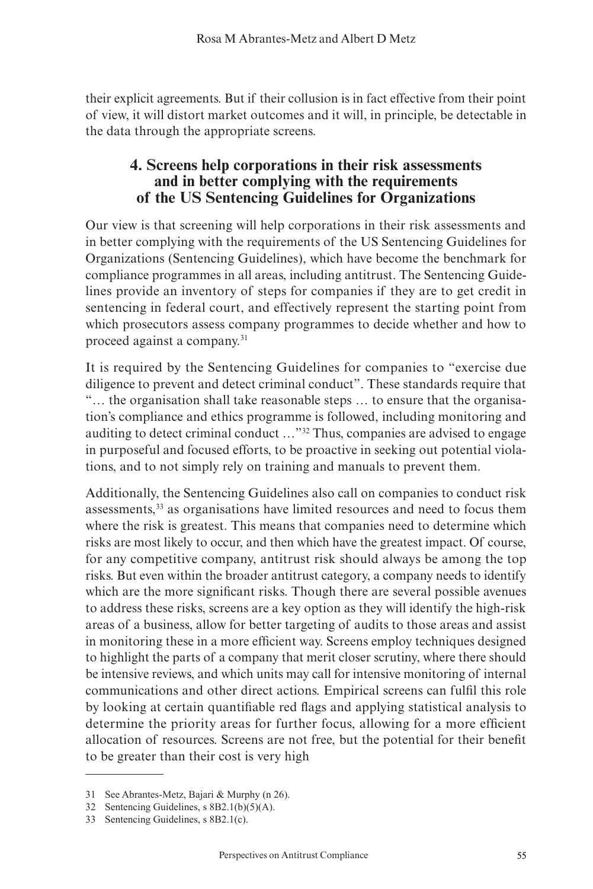their explicit agreements. But if their collusion is in fact effective from their point of view, it will distort market outcomes and it will, in principle, be detectable in the data through the appropriate screens.

## 4. Screens help corporations in their risk assessments and in better complying with the requirements of the US Sentencing Guidelines for Organizations

Our view is that screening will help corporations in their risk assessments and in better complying with the requirements of the US Sentencing Guidelines for Organizations (Sentencing Guidelines), which have become the benchmark for compliance programmes in all areas, including antitrust. The Sentencing Guidelines provide an inventory of steps for companies if they are to get credit in sentencing in federal court, and effectively represent the starting point from which prosecutors assess company programmes to decide whether and how to proceed against a company.[31]

It is required by the Sentencing Guidelines for companies to "exercise due diligence to prevent and detect criminal conduct". These standards require that "… the organisation shall take reasonable steps … to ensure that the organisation's compliance and ethics programme is followed, including monitoring and auditing to detect criminal conduct …"[32] Thus, companies are advised to engage in purposeful and focused efforts, to be proactive in seeking out potential violations, and to not simply rely on training and manuals to prevent them.

Additionally, the Sentencing Guidelines also call on companies to conduct risk assessments,[33] as organisations have limited resources and need to focus them where the risk is greatest. This means that companies need to determine which risks are most likely to occur, and then which have the greatest impact. Of course, for any competitive company, antitrust risk should always be among the top risks. But even within the broader antitrust category, a company needs to identify which are the more significant risks. Though there are several possible avenues to address these risks, screens are a key option as they will identify the high-risk areas of a business, allow for better targeting of audits to those areas and assist in monitoring these in a more efficient way. Screens employ techniques designed to highlight the parts of a company that merit closer scrutiny, where there should be intensive reviews, and which units may call for intensive monitoring of internal communications and other direct actions. Empirical screens can fulfil this role by looking at certain quantifiable red flags and applying statistical analysis to determine the priority areas for further focus, allowing for a more efficient allocation of resources. Screens are not free, but the potential for their benefit to be greater than their cost is very high

---

31 See Abrantes-Metz, Bajari & Murphy (n 26).

32 Sentencing Guidelines, s 8B2.1(b)(5)(A).

33 Sentencing Guidelines, s 8B2.1(c).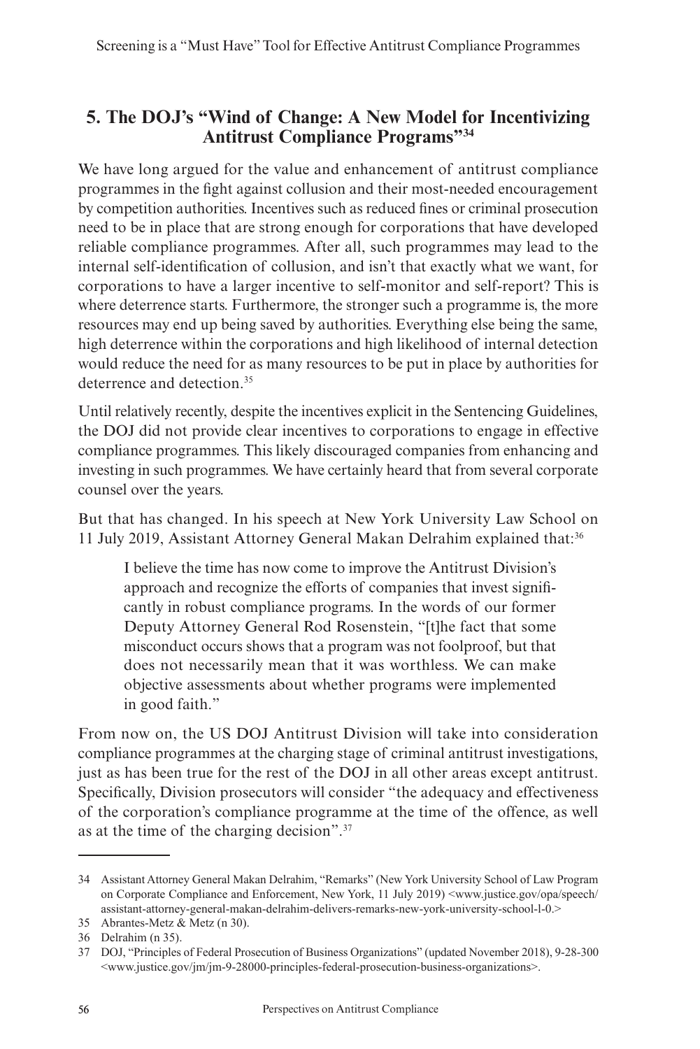## 5. The DOJ's "Wind of Change: A New Model for Incentivizing Antitrust Compliance Programs"[34]

We have long argued for the value and enhancement of antitrust compliance programmes in the fight against collusion and their most-needed encouragement by competition authorities. Incentives such as reduced fines or criminal prosecution need to be in place that are strong enough for corporations that have developed reliable compliance programmes. After all, such programmes may lead to the internal self-identification of collusion, and isn't that exactly what we want, for corporations to have a larger incentive to self-monitor and self-report? This is where deterrence starts. Furthermore, the stronger such a programme is, the more resources may end up being saved by authorities. Everything else being the same, high deterrence within the corporations and high likelihood of internal detection would reduce the need for as many resources to be put in place by authorities for deterrence and detection.[35]

Until relatively recently, despite the incentives explicit in the Sentencing Guidelines, the DOJ did not provide clear incentives to corporations to engage in effective compliance programmes. This likely discouraged companies from enhancing and investing in such programmes. We have certainly heard that from several corporate counsel over the years.

But that has changed. In his speech at New York University Law School on 11 July 2019, Assistant Attorney General Makan Delrahim explained that:[36]

> I believe the time has now come to improve the Antitrust Division's approach and recognize the efforts of companies that invest significantly in robust compliance programs. In the words of our former Deputy Attorney General Rod Rosenstein, "[t]he fact that some misconduct occurs shows that a program was not foolproof, but that does not necessarily mean that it was worthless. We can make objective assessments about whether programs were implemented in good faith."

From now on, the US DOJ Antitrust Division will take into consideration compliance programmes at the charging stage of criminal antitrust investigations, just as has been true for the rest of the DOJ in all other areas except antitrust. Specifically, Division prosecutors will consider "the adequacy and effectiveness of the corporation's compliance programme at the time of the offence, as well as at the time of the charging decision".[37]

---

34 Assistant Attorney General Makan Delrahim, "Remarks" (New York University School of Law Program on Corporate Compliance and Enforcement, New York, 11 July 2019) <www.justice.gov/opa/speech/assistant-attorney-general-makan-delrahim-delivers-remarks-new-york-university-school-l-0.>

35 Abrantes-Metz & Metz (n 30).

36 Delrahim (n 35).

37 DOJ, "Principles of Federal Prosecution of Business Organizations" (updated November 2018), 9-28-300 <www.justice.gov/jm/jm-9-28000-principles-federal-prosecution-business-organizations>.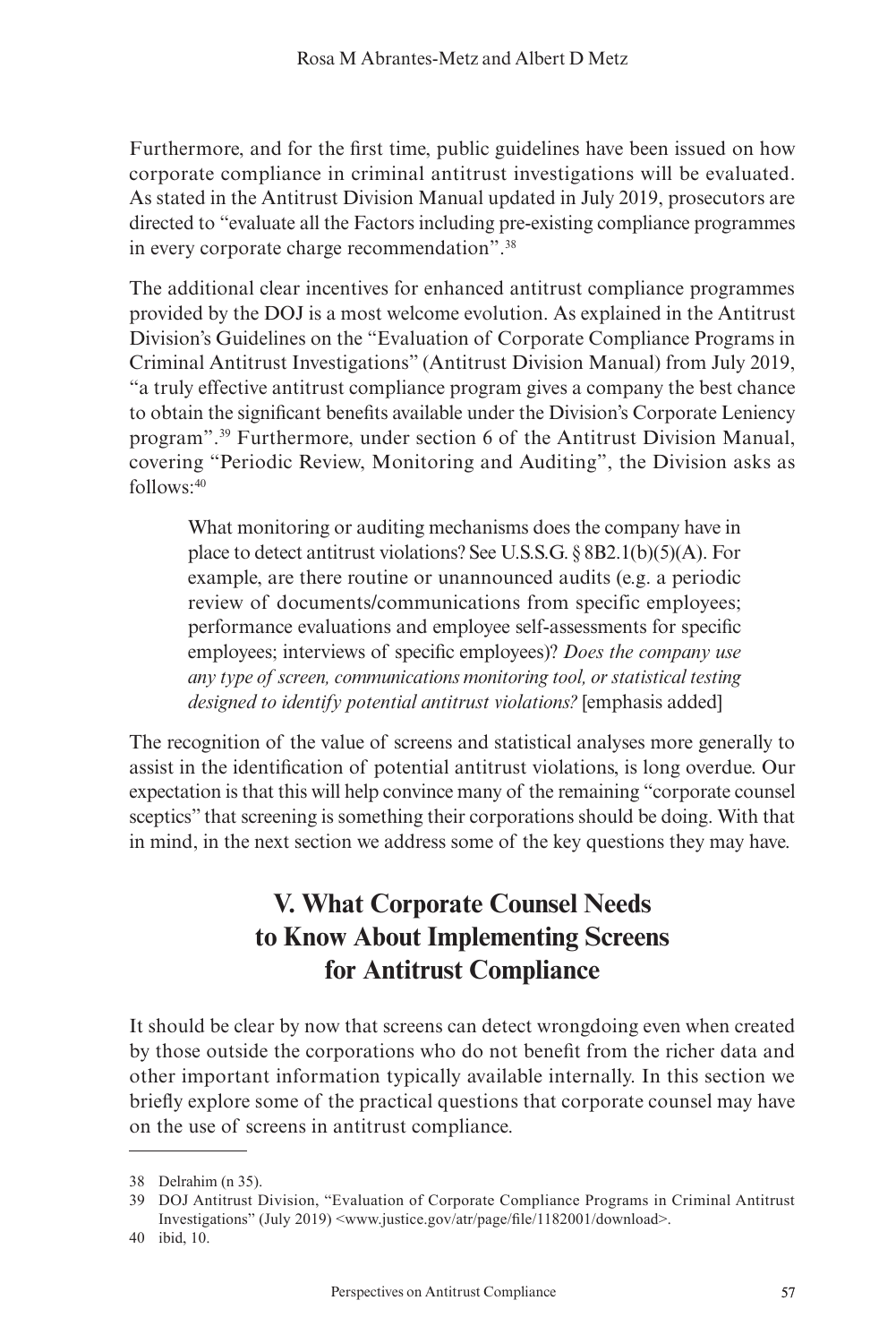Furthermore, and for the first time, public guidelines have been issued on how corporate compliance in criminal antitrust investigations will be evaluated. As stated in the Antitrust Division Manual updated in July 2019, prosecutors are directed to "evaluate all the Factors including pre-existing compliance programmes in every corporate charge recommendation".[38]

The additional clear incentives for enhanced antitrust compliance programmes provided by the DOJ is a most welcome evolution. As explained in the Antitrust Division's Guidelines on the "Evaluation of Corporate Compliance Programs in Criminal Antitrust Investigations" (Antitrust Division Manual) from July 2019, "a truly effective antitrust compliance program gives a company the best chance to obtain the significant benefits available under the Division's Corporate Leniency program".[39] Furthermore, under section 6 of the Antitrust Division Manual, covering "Periodic Review, Monitoring and Auditing", the Division asks as follows:[40]

> What monitoring or auditing mechanisms does the company have in place to detect antitrust violations? See U.S.S.G. § 8B2.1(b)(5)(A). For example, are there routine or unannounced audits (e.g. a periodic review of documents/communications from specific employees; performance evaluations and employee self-assessments for specific employees; interviews of specific employees)? *Does the company use any type of screen, communications monitoring tool, or statistical testing designed to identify potential antitrust violations?* [emphasis added]

The recognition of the value of screens and statistical analyses more generally to assist in the identification of potential antitrust violations, is long overdue. Our expectation is that this will help convince many of the remaining "corporate counsel sceptics" that screening is something their corporations should be doing. With that in mind, in the next section we address some of the key questions they may have.

## V. What Corporate Counsel Needs to Know About Implementing Screens for Antitrust Compliance

It should be clear by now that screens can detect wrongdoing even when created by those outside the corporations who do not benefit from the richer data and other important information typically available internally. In this section we briefly explore some of the practical questions that corporate counsel may have on the use of screens in antitrust compliance.

---

38 Delrahim (n 35).

39 DOJ Antitrust Division, "Evaluation of Corporate Compliance Programs in Criminal Antitrust Investigations" (July 2019) <www.justice.gov/atr/page/file/1182001/download>.

40 ibid, 10.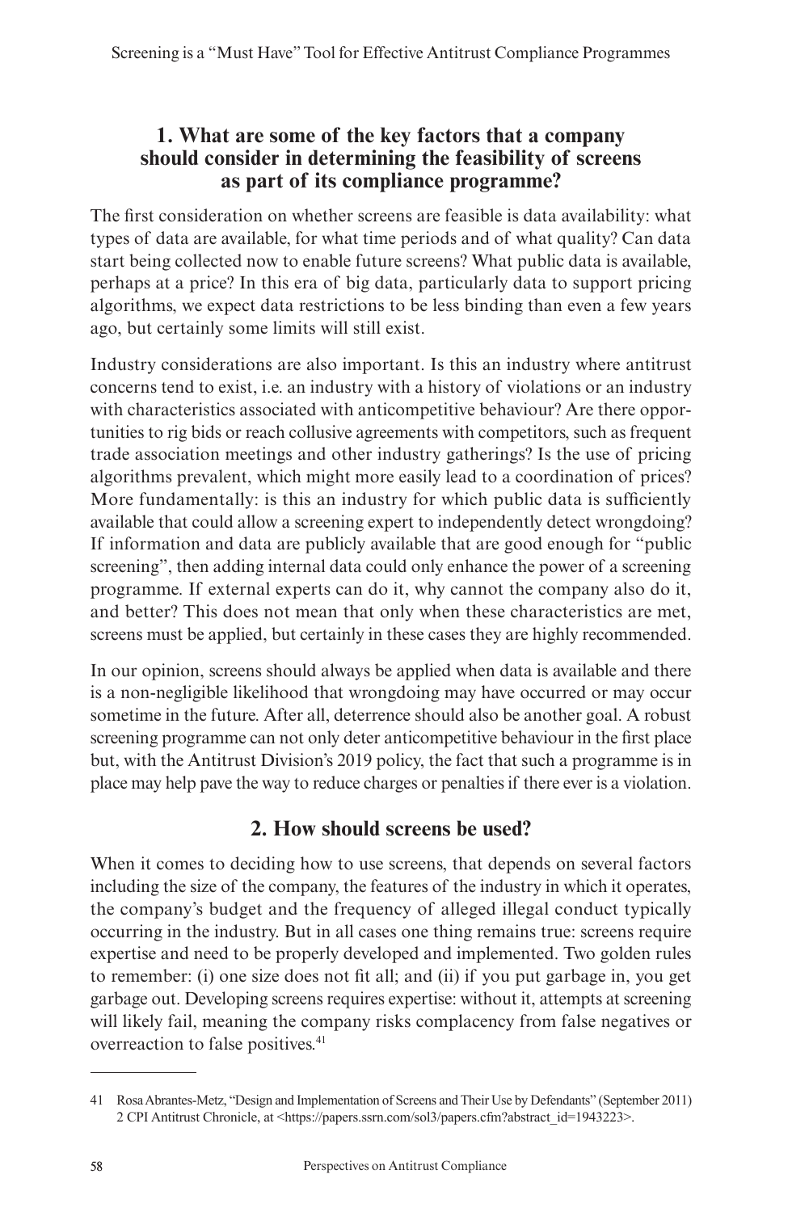### 1. What are some of the key factors that a company should consider in determining the feasibility of screens as part of its compliance programme?

The first consideration on whether screens are feasible is data availability: what types of data are available, for what time periods and of what quality? Can data start being collected now to enable future screens? What public data is available, perhaps at a price? In this era of big data, particularly data to support pricing algorithms, we expect data restrictions to be less binding than even a few years ago, but certainly some limits will still exist.

Industry considerations are also important. Is this an industry where antitrust concerns tend to exist, i.e. an industry with a history of violations or an industry with characteristics associated with anticompetitive behaviour? Are there opportunities to rig bids or reach collusive agreements with competitors, such as frequent trade association meetings and other industry gatherings? Is the use of pricing algorithms prevalent, which might more easily lead to a coordination of prices? More fundamentally: is this an industry for which public data is sufficiently available that could allow a screening expert to independently detect wrongdoing? If information and data are publicly available that are good enough for "public screening", then adding internal data could only enhance the power of a screening programme. If external experts can do it, why cannot the company also do it, and better? This does not mean that only when these characteristics are met, screens must be applied, but certainly in these cases they are highly recommended.

In our opinion, screens should always be applied when data is available and there is a non-negligible likelihood that wrongdoing may have occurred or may occur sometime in the future. After all, deterrence should also be another goal. A robust screening programme can not only deter anticompetitive behaviour in the first place but, with the Antitrust Division's 2019 policy, the fact that such a programme is in place may help pave the way to reduce charges or penalties if there ever is a violation.

### 2. How should screens be used?

When it comes to deciding how to use screens, that depends on several factors including the size of the company, the features of the industry in which it operates, the company's budget and the frequency of alleged illegal conduct typically occurring in the industry. But in all cases one thing remains true: screens require expertise and need to be properly developed and implemented. Two golden rules to remember: (i) one size does not fit all; and (ii) if you put garbage in, you get garbage out. Developing screens requires expertise: without it, attempts at screening will likely fail, meaning the company risks complacency from false negatives or overreaction to false positives.[41]

---

41 Rosa Abrantes-Metz, "Design and Implementation of Screens and Their Use by Defendants" (September 2011) 2 CPI Antitrust Chronicle, at <https://papers.ssrn.com/sol3/papers.cfm?abstract_id=1943223>.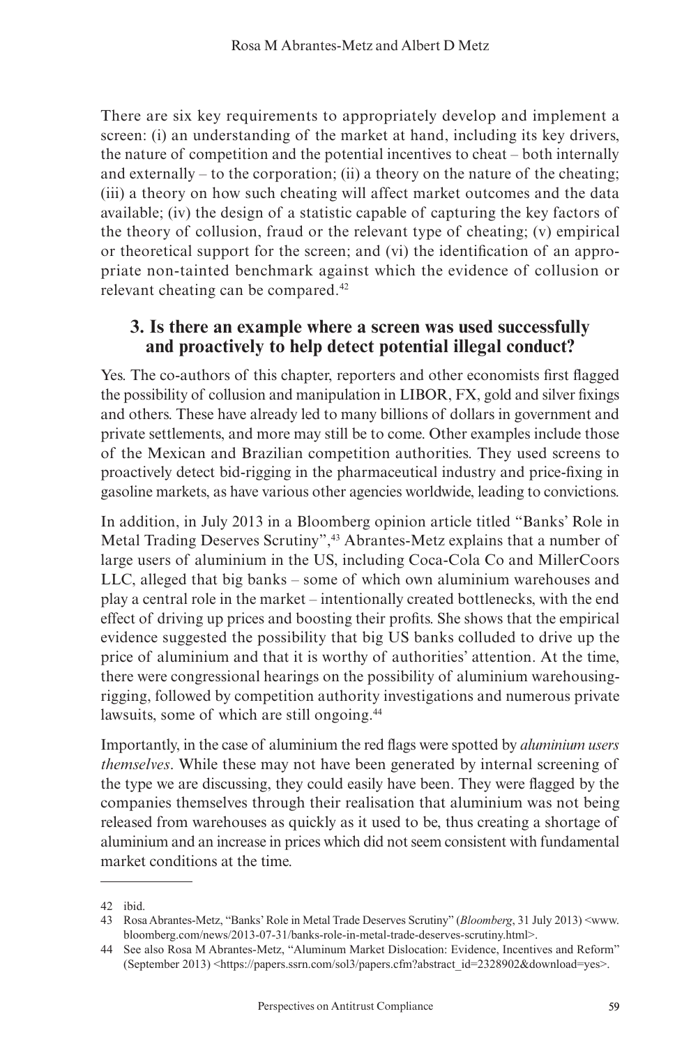There are six key requirements to appropriately develop and implement a screen: (i) an understanding of the market at hand, including its key drivers, the nature of competition and the potential incentives to cheat – both internally and externally – to the corporation; (ii) a theory on the nature of the cheating; (iii) a theory on how such cheating will affect market outcomes and the data available; (iv) the design of a statistic capable of capturing the key factors of the theory of collusion, fraud or the relevant type of cheating; (v) empirical or theoretical support for the screen; and (vi) the identification of an appropriate non-tainted benchmark against which the evidence of collusion or relevant cheating can be compared.[42]

## 3. Is there an example where a screen was used successfully and proactively to help detect potential illegal conduct?

Yes. The co-authors of this chapter, reporters and other economists first flagged the possibility of collusion and manipulation in LIBOR, FX, gold and silver fixings and others. These have already led to many billions of dollars in government and private settlements, and more may still be to come. Other examples include those of the Mexican and Brazilian competition authorities. They used screens to proactively detect bid-rigging in the pharmaceutical industry and price-fixing in gasoline markets, as have various other agencies worldwide, leading to convictions.

In addition, in July 2013 in a Bloomberg opinion article titled "Banks' Role in Metal Trading Deserves Scrutiny",[43] Abrantes-Metz explains that a number of large users of aluminium in the US, including Coca-Cola Co and MillerCoors LLC, alleged that big banks – some of which own aluminium warehouses and play a central role in the market – intentionally created bottlenecks, with the end effect of driving up prices and boosting their profits. She shows that the empirical evidence suggested the possibility that big US banks colluded to drive up the price of aluminium and that it is worthy of authorities' attention. At the time, there were congressional hearings on the possibility of aluminium warehousing-rigging, followed by competition authority investigations and numerous private lawsuits, some of which are still ongoing.[44]

Importantly, in the case of aluminium the red flags were spotted by *aluminium users themselves*. While these may not have been generated by internal screening of the type we are discussing, they could easily have been. They were flagged by the companies themselves through their realisation that aluminium was not being released from warehouses as quickly as it used to be, thus creating a shortage of aluminium and an increase in prices which did not seem consistent with fundamental market conditions at the time.

---

42 ibid.

43 Rosa Abrantes-Metz, "Banks' Role in Metal Trade Deserves Scrutiny" (*Bloomberg*, 31 July 2013) <www.bloomberg.com/news/2013-07-31/banks-role-in-metal-trade-deserves-scrutiny.html>.

44 See also Rosa M Abrantes-Metz, "Aluminum Market Dislocation: Evidence, Incentives and Reform" (September 2013) <https://papers.ssrn.com/sol3/papers.cfm?abstract_id=2328902&download=yes>.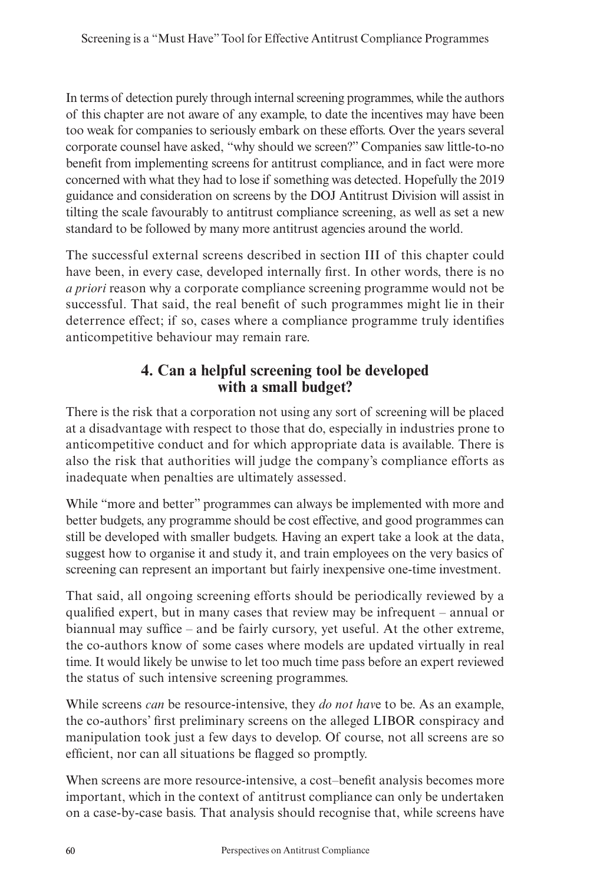In terms of detection purely through internal screening programmes, while the authors of this chapter are not aware of any example, to date the incentives may have been too weak for companies to seriously embark on these efforts. Over the years several corporate counsel have asked, "why should we screen?" Companies saw little-to-no benefit from implementing screens for antitrust compliance, and in fact were more concerned with what they had to lose if something was detected. Hopefully the 2019 guidance and consideration on screens by the DOJ Antitrust Division will assist in tilting the scale favourably to antitrust compliance screening, as well as set a new standard to be followed by many more antitrust agencies around the world.

The successful external screens described in section III of this chapter could have been, in every case, developed internally first. In other words, there is no *a priori* reason why a corporate compliance screening programme would not be successful. That said, the real benefit of such programmes might lie in their deterrence effect; if so, cases where a compliance programme truly identifies anticompetitive behaviour may remain rare.

## 4. Can a helpful screening tool be developed with a small budget?

There is the risk that a corporation not using any sort of screening will be placed at a disadvantage with respect to those that do, especially in industries prone to anticompetitive conduct and for which appropriate data is available. There is also the risk that authorities will judge the company's compliance efforts as inadequate when penalties are ultimately assessed.

While "more and better" programmes can always be implemented with more and better budgets, any programme should be cost effective, and good programmes can still be developed with smaller budgets. Having an expert take a look at the data, suggest how to organise it and study it, and train employees on the very basics of screening can represent an important but fairly inexpensive one-time investment.

That said, all ongoing screening efforts should be periodically reviewed by a qualified expert, but in many cases that review may be infrequent – annual or biannual may suffice – and be fairly cursory, yet useful. At the other extreme, the co-authors know of some cases where models are updated virtually in real time. It would likely be unwise to let too much time pass before an expert reviewed the status of such intensive screening programmes.

While screens *can* be resource-intensive, they *do not have* to be. As an example, the co-authors' first preliminary screens on the alleged LIBOR conspiracy and manipulation took just a few days to develop. Of course, not all screens are so efficient, nor can all situations be flagged so promptly.

When screens are more resource-intensive, a cost–benefit analysis becomes more important, which in the context of antitrust compliance can only be undertaken on a case-by-case basis. That analysis should recognise that, while screens have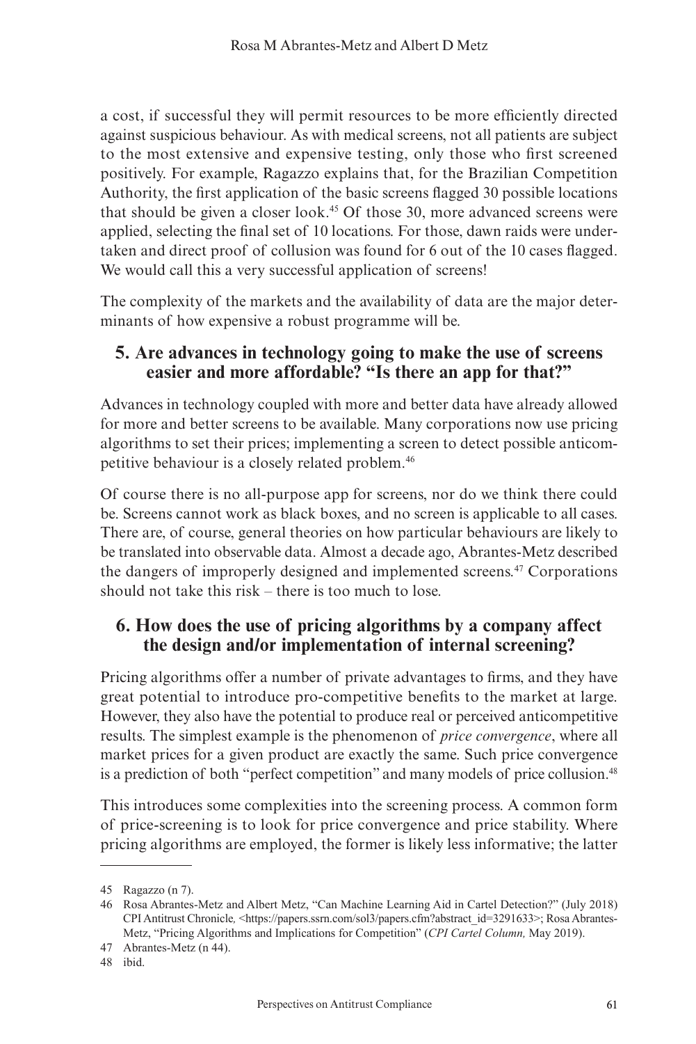a cost, if successful they will permit resources to be more efficiently directed against suspicious behaviour. As with medical screens, not all patients are subject to the most extensive and expensive testing, only those who first screened positively. For example, Ragazzo explains that, for the Brazilian Competition Authority, the first application of the basic screens flagged 30 possible locations that should be given a closer look.[45] Of those 30, more advanced screens were applied, selecting the final set of 10 locations. For those, dawn raids were undertaken and direct proof of collusion was found for 6 out of the 10 cases flagged. We would call this a very successful application of screens!

The complexity of the markets and the availability of data are the major determinants of how expensive a robust programme will be.

## 5. Are advances in technology going to make the use of screens easier and more affordable? "Is there an app for that?"

Advances in technology coupled with more and better data have already allowed for more and better screens to be available. Many corporations now use pricing algorithms to set their prices; implementing a screen to detect possible anticompetitive behaviour is a closely related problem.[46]

Of course there is no all-purpose app for screens, nor do we think there could be. Screens cannot work as black boxes, and no screen is applicable to all cases. There are, of course, general theories on how particular behaviours are likely to be translated into observable data. Almost a decade ago, Abrantes-Metz described the dangers of improperly designed and implemented screens.[47] Corporations should not take this risk – there is too much to lose.

## 6. How does the use of pricing algorithms by a company affect the design and/or implementation of internal screening?

Pricing algorithms offer a number of private advantages to firms, and they have great potential to introduce pro-competitive benefits to the market at large. However, they also have the potential to produce real or perceived anticompetitive results. The simplest example is the phenomenon of *price convergence*, where all market prices for a given product are exactly the same. Such price convergence is a prediction of both "perfect competition" and many models of price collusion.[48]

This introduces some complexities into the screening process. A common form of price-screening is to look for price convergence and price stability. Where pricing algorithms are employed, the former is likely less informative; the latter

---

45 Ragazzo (n 7).

46 Rosa Abrantes-Metz and Albert Metz, "Can Machine Learning Aid in Cartel Detection?" (July 2018) CPI Antitrust Chronicle, <https://papers.ssrn.com/sol3/papers.cfm?abstract_id=3291633>; Rosa Abrantes-Metz, "Pricing Algorithms and Implications for Competition" (*CPI Cartel Column,* May 2019).

47 Abrantes-Metz (n 44).

48 ibid.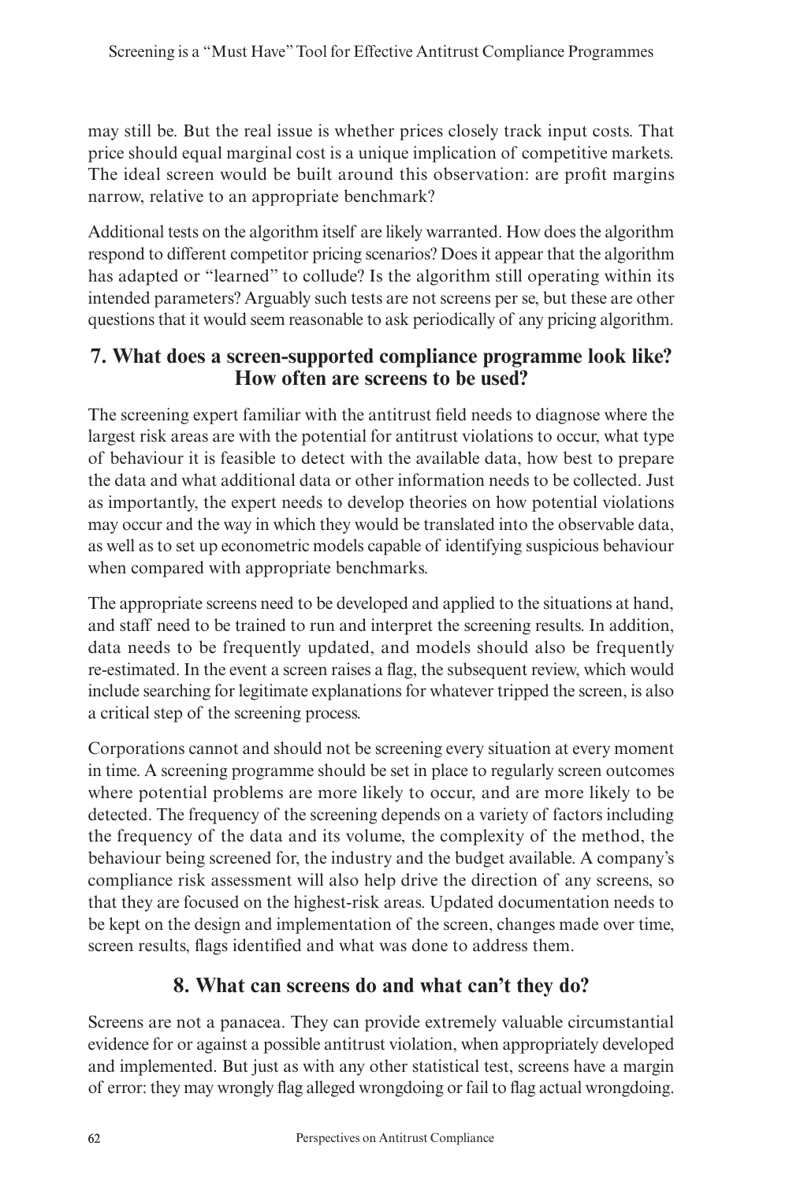may still be. But the real issue is whether prices closely track input costs. That price should equal marginal cost is a unique implication of competitive markets. The ideal screen would be built around this observation: are profit margins narrow, relative to an appropriate benchmark?

Additional tests on the algorithm itself are likely warranted. How does the algorithm respond to different competitor pricing scenarios? Does it appear that the algorithm has adapted or "learned" to collude? Is the algorithm still operating within its intended parameters? Arguably such tests are not screens per se, but these are other questions that it would seem reasonable to ask periodically of any pricing algorithm.

## 7. What does a screen-supported compliance programme look like? How often are screens to be used?

The screening expert familiar with the antitrust field needs to diagnose where the largest risk areas are with the potential for antitrust violations to occur, what type of behaviour it is feasible to detect with the available data, how best to prepare the data and what additional data or other information needs to be collected. Just as importantly, the expert needs to develop theories on how potential violations may occur and the way in which they would be translated into the observable data, as well as to set up econometric models capable of identifying suspicious behaviour when compared with appropriate benchmarks.

The appropriate screens need to be developed and applied to the situations at hand, and staff need to be trained to run and interpret the screening results. In addition, data needs to be frequently updated, and models should also be frequently re-estimated. In the event a screen raises a flag, the subsequent review, which would include searching for legitimate explanations for whatever tripped the screen, is also a critical step of the screening process.

Corporations cannot and should not be screening every situation at every moment in time. A screening programme should be set in place to regularly screen outcomes where potential problems are more likely to occur, and are more likely to be detected. The frequency of the screening depends on a variety of factors including the frequency of the data and its volume, the complexity of the method, the behaviour being screened for, the industry and the budget available. A company's compliance risk assessment will also help drive the direction of any screens, so that they are focused on the highest-risk areas. Updated documentation needs to be kept on the design and implementation of the screen, changes made over time, screen results, flags identified and what was done to address them.

## 8. What can screens do and what can't they do?

Screens are not a panacea. They can provide extremely valuable circumstantial evidence for or against a possible antitrust violation, when appropriately developed and implemented. But just as with any other statistical test, screens have a margin of error: they may wrongly flag alleged wrongdoing or fail to flag actual wrongdoing.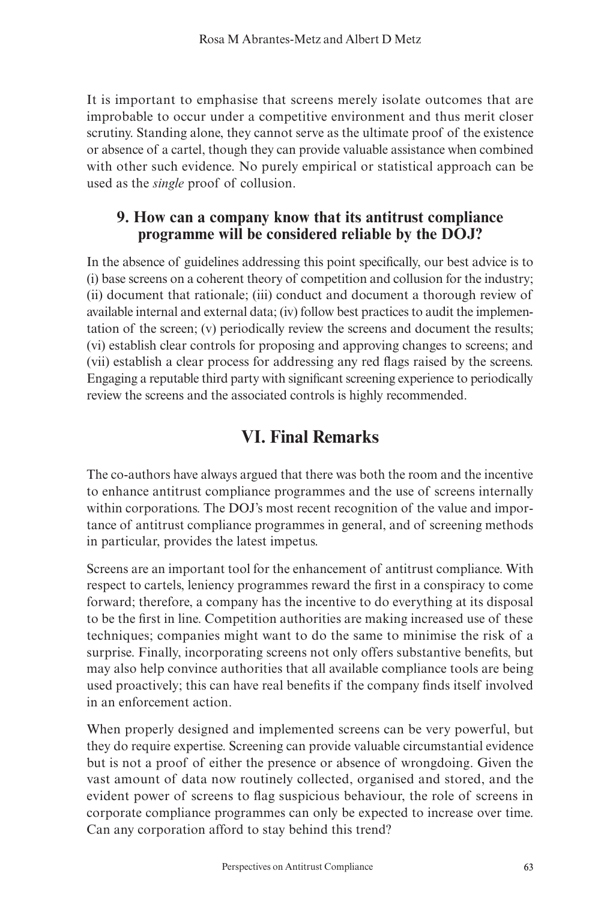It is important to emphasise that screens merely isolate outcomes that are improbable to occur under a competitive environment and thus merit closer scrutiny. Standing alone, they cannot serve as the ultimate proof of the existence or absence of a cartel, though they can provide valuable assistance when combined with other such evidence. No purely empirical or statistical approach can be used as the *single* proof of collusion.

### 9. How can a company know that its antitrust compliance programme will be considered reliable by the DOJ?

In the absence of guidelines addressing this point specifically, our best advice is to (i) base screens on a coherent theory of competition and collusion for the industry; (ii) document that rationale; (iii) conduct and document a thorough review of available internal and external data; (iv) follow best practices to audit the implementation of the screen; (v) periodically review the screens and document the results; (vi) establish clear controls for proposing and approving changes to screens; and (vii) establish a clear process for addressing any red flags raised by the screens. Engaging a reputable third party with significant screening experience to periodically review the screens and the associated controls is highly recommended.

## VI. Final Remarks

The co-authors have always argued that there was both the room and the incentive to enhance antitrust compliance programmes and the use of screens internally within corporations. The DOJ's most recent recognition of the value and importance of antitrust compliance programmes in general, and of screening methods in particular, provides the latest impetus.

Screens are an important tool for the enhancement of antitrust compliance. With respect to cartels, leniency programmes reward the first in a conspiracy to come forward; therefore, a company has the incentive to do everything at its disposal to be the first in line. Competition authorities are making increased use of these techniques; companies might want to do the same to minimise the risk of a surprise. Finally, incorporating screens not only offers substantive benefits, but may also help convince authorities that all available compliance tools are being used proactively; this can have real benefits if the company finds itself involved in an enforcement action.

When properly designed and implemented screens can be very powerful, but they do require expertise. Screening can provide valuable circumstantial evidence but is not a proof of either the presence or absence of wrongdoing. Given the vast amount of data now routinely collected, organised and stored, and the evident power of screens to flag suspicious behaviour, the role of screens in corporate compliance programmes can only be expected to increase over time. Can any corporation afford to stay behind this trend?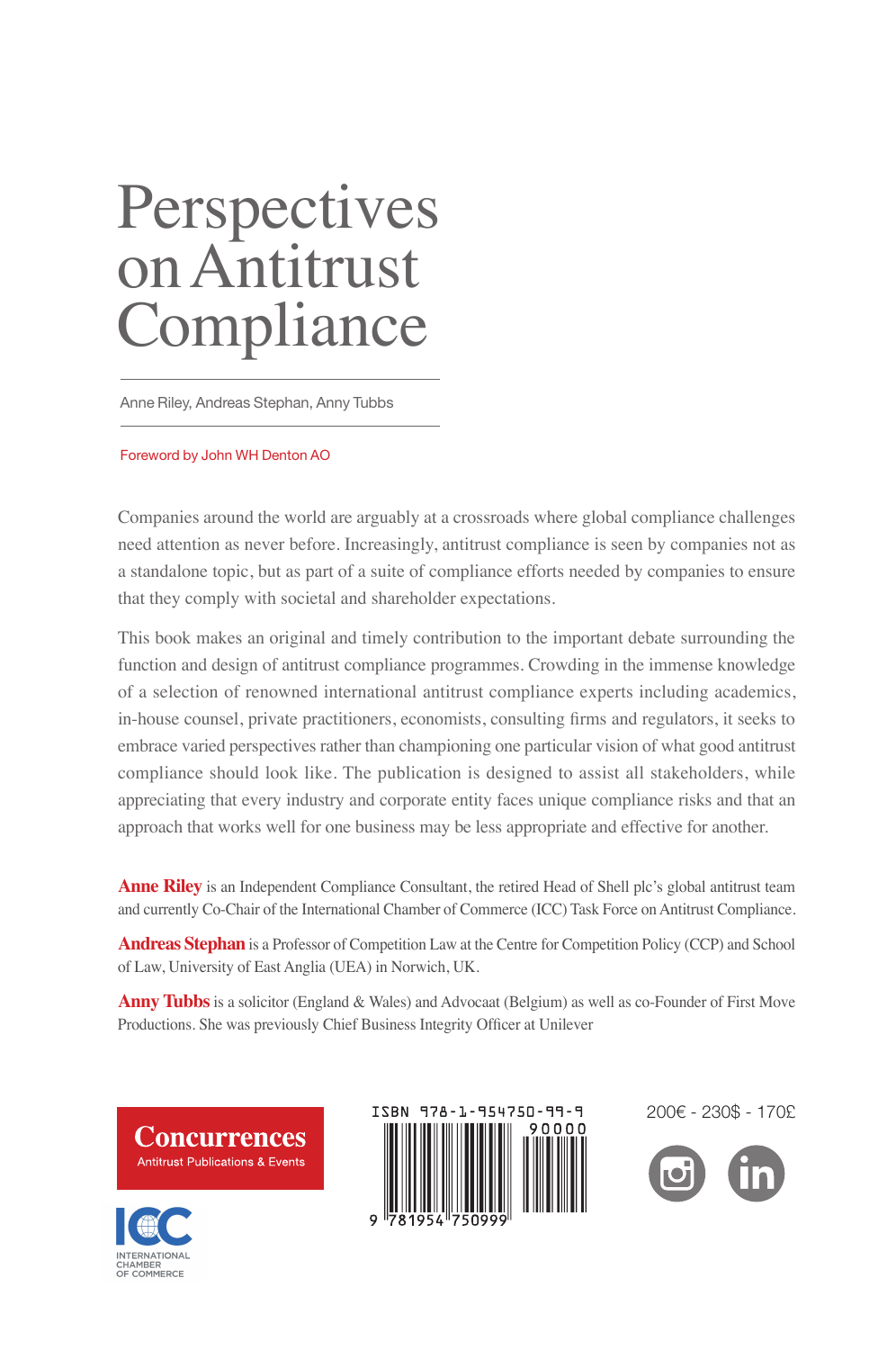# Perspectives on Antitrust Compliance

Anne Riley, Andreas Stephan, Anny Tubbs

Foreword by John WH Denton AO

Companies around the world are arguably at a crossroads where global compliance challenges need attention as never before. Increasingly, antitrust compliance is seen by companies not as a standalone topic, but as part of a suite of compliance efforts needed by companies to ensure that they comply with societal and shareholder expectations.

This book makes an original and timely contribution to the important debate surrounding the function and design of antitrust compliance programmes. Crowding in the immense knowledge of a selection of renowned international antitrust compliance experts including academics, in-house counsel, private practitioners, economists, consulting firms and regulators, it seeks to embrace varied perspectives rather than championing one particular vision of what good antitrust compliance should look like. The publication is designed to assist all stakeholders, while appreciating that every industry and corporate entity faces unique compliance risks and that an approach that works well for one business may be less appropriate and effective for another.

**Anne Riley** is an Independent Compliance Consultant, the retired Head of Shell plc's global antitrust team and currently Co-Chair of the International Chamber of Commerce (ICC) Task Force on Antitrust Compliance.

**Andreas Stephan** is a Professor of Competition Law at the Centre for Competition Policy (CCP) and School of Law, University of East Anglia (UEA) in Norwich, UK.

**Anny Tubbs** is a solicitor (England & Wales) and Advocaat (Belgium) as well as co-Founder of First Move Productions. She was previously Chief Business Integrity Officer at Unilever

Concurrences
Antitrust Publications & Events

ICC
INTERNATIONAL CHAMBER OF COMMERCE

ISBN 978-1-954750-99-9

200€ - 230$ - 170£